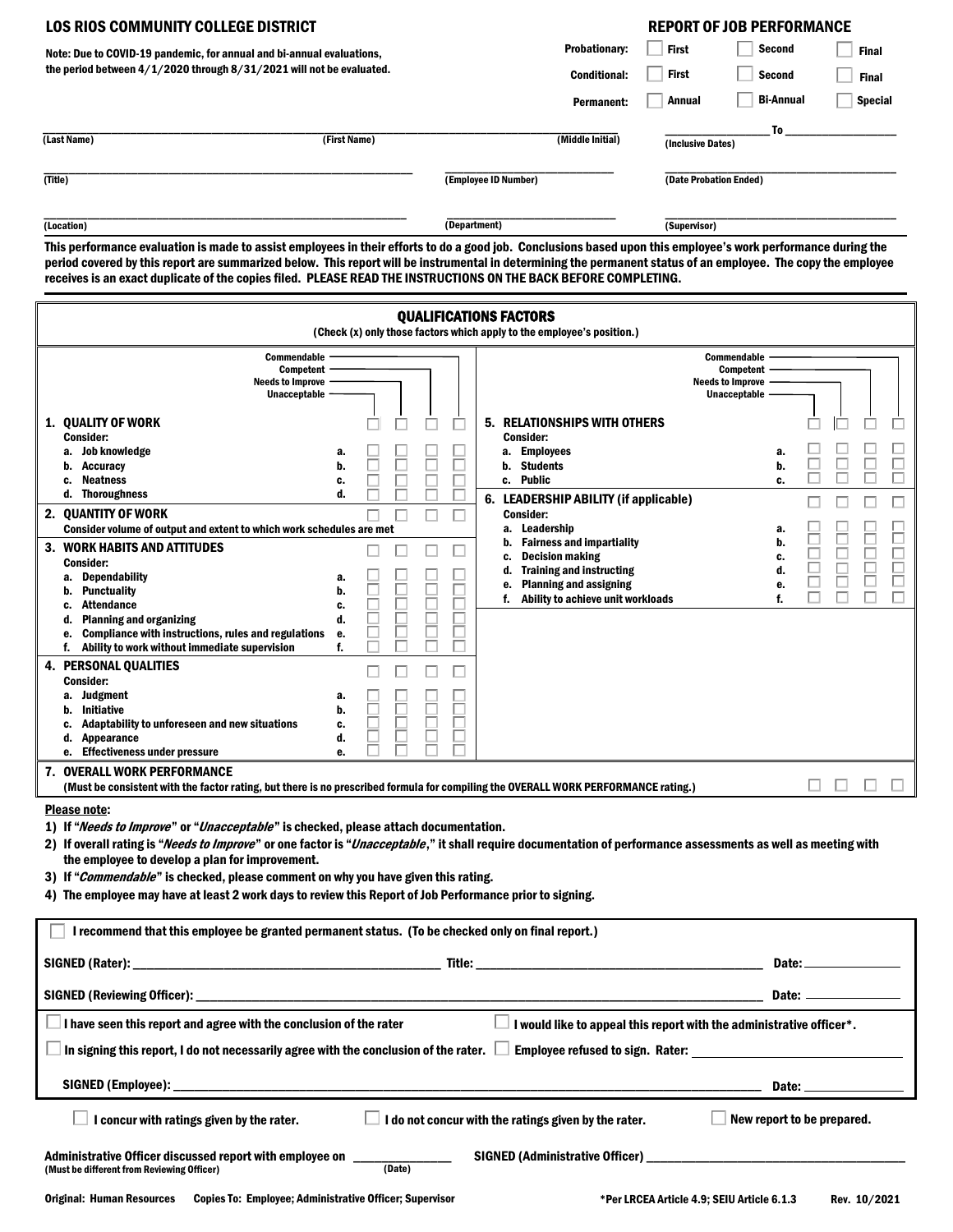# LOS RIOS COMMUNITY COLLEGE DISTRICT

**Note: Due to COVID-19 pandemic, for annual and bi-annual evaluations, the period between 4/1/2020 through 8/31/2021 will not be evaluated.**

## REPORT OF JOB PERFORMANCE

| | | | |
|---|---|---|---|
| **Probationary:** | ☐ First | ☐ Second | ☐ Final |
| **Conditional:** | ☐ First | ☐ Second | ☐ Final |
| **Permanent:** | ☐ Annual | ☐ Bi-Annual | ☐ Special |

(Last Name) ____________ (First Name) ____________ (Middle Initial) ____________ (Inclusive Dates) ____________ To ____________

(Title) ____________ (Employee ID Number) ____________ (Date Probation Ended) ____________

(Location) ____________ (Department) ____________ (Supervisor) ____________

**This performance evaluation is made to assist employees in their efforts to do a good job. Conclusions based upon this employee's work performance during the period covered by this report are summarized below. This report will be instrumental in determining the permanent status of an employee. The copy the employee receives is an exact duplicate of the copies filed. PLEASE READ THE INSTRUCTIONS ON THE BACK BEFORE COMPLETING.**

## QUALIFICATIONS FACTORS

(Check (x) only those factors which apply to the employee's position.)

| Factor | | Commendable | Competent | Needs to Improve | Unacceptable |
|---|---|---|---|---|---|
| **1. QUALITY OF WORK** | | ☐ | ☐ | ☐ | ☐ |
| Consider: | | | | | |
| a. Job knowledge | a. | ☐ | ☐ | ☐ | ☐ |
| b. Accuracy | b. | ☐ | ☐ | ☐ | ☐ |
| c. Neatness | c. | ☐ | ☐ | ☐ | ☐ |
| d. Thoroughness | d. | ☐ | ☐ | ☐ | ☐ |
| **2. QUANTITY OF WORK** | | ☐ | ☐ | ☐ | ☐ |
| Consider volume of output and extent to which work schedules are met | | | | | |
| **3. WORK HABITS AND ATTITUDES** | | ☐ | ☐ | ☐ | ☐ |
| Consider: | | | | | |
| a. Dependability | a. | ☐ | ☐ | ☐ | ☐ |
| b. Punctuality | b. | ☐ | ☐ | ☐ | ☐ |
| c. Attendance | c. | ☐ | ☐ | ☐ | ☐ |
| d. Planning and organizing | d. | ☐ | ☐ | ☐ | ☐ |
| e. Compliance with instructions, rules and regulations | e. | ☐ | ☐ | ☐ | ☐ |
| f. Ability to work without immediate supervision | f. | ☐ | ☐ | ☐ | ☐ |
| **4. PERSONAL QUALITIES** | | ☐ | ☐ | ☐ | ☐ |
| Consider: | | | | | |
| a. Judgment | a. | ☐ | ☐ | ☐ | ☐ |
| b. Initiative | b. | ☐ | ☐ | ☐ | ☐ |
| c. Adaptability to unforeseen and new situations | c. | ☐ | ☐ | ☐ | ☐ |
| d. Appearance | d. | ☐ | ☐ | ☐ | ☐ |
| e. Effectiveness under pressure | e. | ☐ | ☐ | ☐ | ☐ |
| **5. RELATIONSHIPS WITH OTHERS** | | ☐ | ☐ | ☐ | ☐ |
| Consider: | | | | | |
| a. Employees | a. | ☐ | ☐ | ☐ | ☐ |
| b. Students | b. | ☐ | ☐ | ☐ | ☐ |
| c. Public | c. | ☐ | ☐ | ☐ | ☐ |
| **6. LEADERSHIP ABILITY (if applicable)** | | ☐ | ☐ | ☐ | ☐ |
| Consider: | | | | | |
| a. Leadership | a. | ☐ | ☐ | ☐ | ☐ |
| b. Fairness and impartiality | b. | ☐ | ☐ | ☐ | ☐ |
| c. Decision making | c. | ☐ | ☐ | ☐ | ☐ |
| d. Training and instructing | d. | ☐ | ☐ | ☐ | ☐ |
| e. Planning and assigning | e. | ☐ | ☐ | ☐ | ☐ |
| f. Ability to achieve unit workloads | f. | ☐ | ☐ | ☐ | ☐ |
| **7. OVERALL WORK PERFORMANCE** (Must be consistent with the factor rating, but there is no prescribed formula for compiling the OVERALL WORK PERFORMANCE rating.) | | ☐ | ☐ | ☐ | ☐ |

**Please note:**

1) If "*Needs to Improve*" or "*Unacceptable*" is checked, please attach documentation.
2) If overall rating is "*Needs to Improve*" or one factor is "*Unacceptable*," it shall require documentation of performance assessments as well as meeting with the employee to develop a plan for improvement.
3) If "*Commendable*" is checked, please comment on why you have given this rating.
4) The employee may have at least 2 work days to review this Report of Job Performance prior to signing.

☐ I recommend that this employee be granted permanent status. (To be checked only on final report.)

SIGNED (Rater): ____________ Title: ____________ Date: ____________

SIGNED (Reviewing Officer): ____________ Date: ____________

☐ I have seen this report and agree with the conclusion of the rater ☐ I would like to appeal this report with the administrative officer*.

☐ In signing this report, I do not necessarily agree with the conclusion of the rater. ☐ Employee refused to sign. Rater: ____________

SIGNED (Employee): ____________ Date: ____________

☐ I concur with ratings given by the rater. ☐ I do not concur with the ratings given by the rater. ☐ New report to be prepared.

Administrative Officer discussed report with employee on ____________ (Date) SIGNED (Administrative Officer) ____________
(Must be different from Reviewing Officer)

Original: Human Resources Copies To: Employee; Administrative Officer; Supervisor

*Per LRCEA Article 4.9; SEIU Article 6.1.3 Rev. 10/2021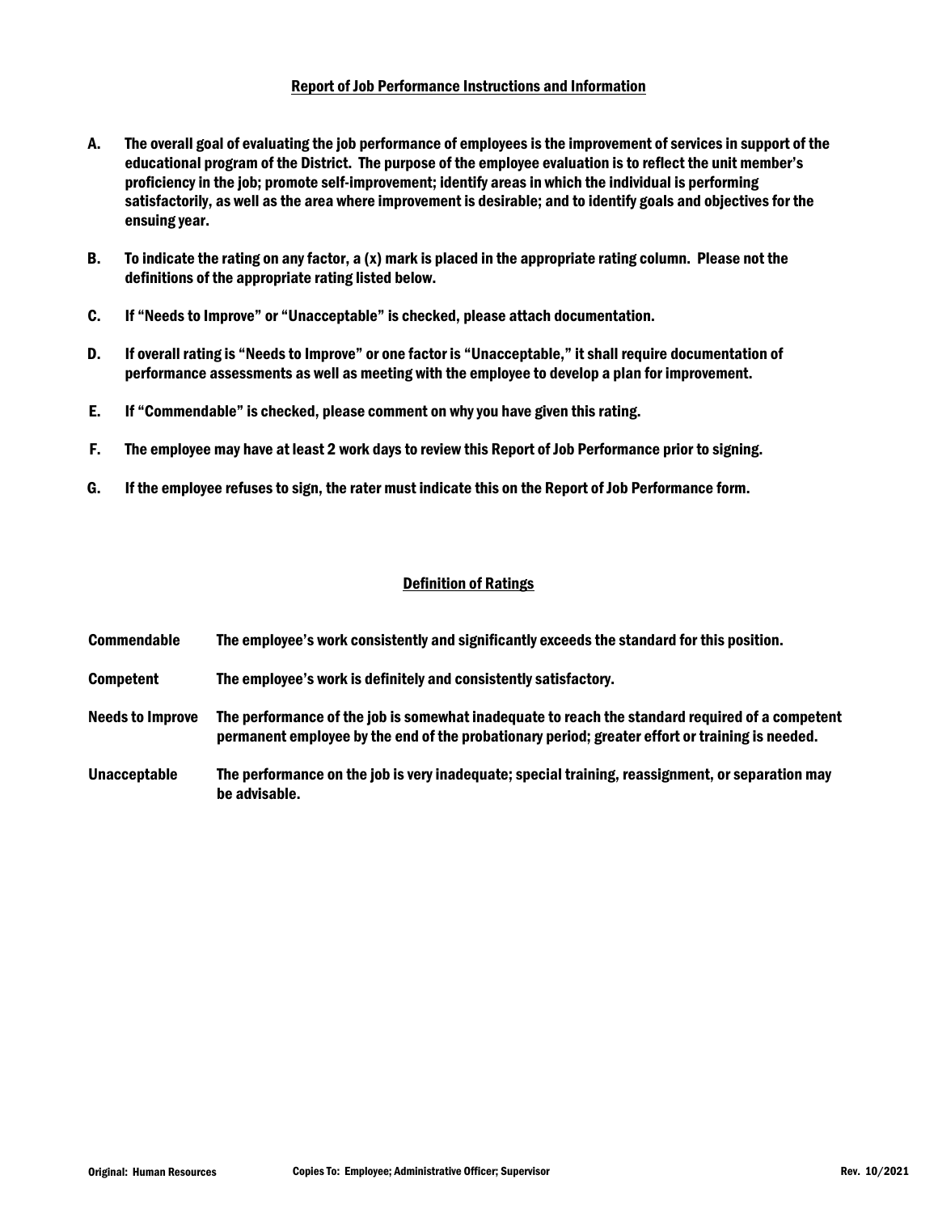## Report of Job Performance Instructions and Information

A. The overall goal of evaluating the job performance of employees is the improvement of services in support of the educational program of the District. The purpose of the employee evaluation is to reflect the unit member's proficiency in the job; promote self-improvement; identify areas in which the individual is performing satisfactorily, as well as the area where improvement is desirable; and to identify goals and objectives for the ensuing year.

B. To indicate the rating on any factor, a (x) mark is placed in the appropriate rating column. Please not the definitions of the appropriate rating listed below.

C. If "Needs to Improve" or "Unacceptable" is checked, please attach documentation.

D. If overall rating is "Needs to Improve" or one factor is "Unacceptable," it shall require documentation of performance assessments as well as meeting with the employee to develop a plan for improvement.

E. If "Commendable" is checked, please comment on why you have given this rating.

F. The employee may have at least 2 work days to review this Report of Job Performance prior to signing.

G. If the employee refuses to sign, the rater must indicate this on the Report of Job Performance form.

## Definition of Ratings

**Commendable** The employee's work consistently and significantly exceeds the standard for this position.

**Competent** The employee's work is definitely and consistently satisfactory.

**Needs to Improve** The performance of the job is somewhat inadequate to reach the standard required of a competent permanent employee by the end of the probationary period; greater effort or training is needed.

**Unacceptable** The performance on the job is very inadequate; special training, reassignment, or separation may be advisable.

Original: Human Resources Copies To: Employee; Administrative Officer; Supervisor Rev. 10/2021